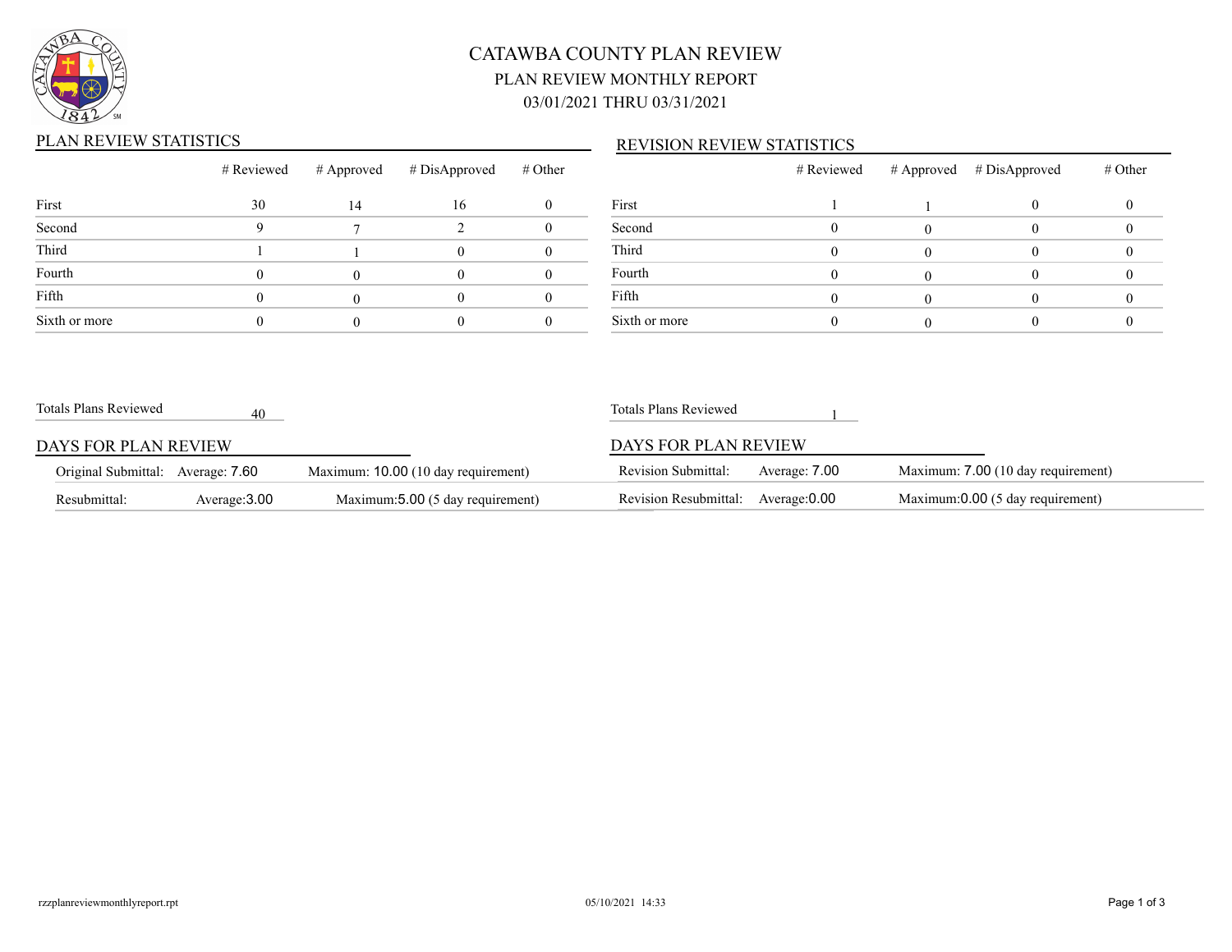# CATAWBA COUNTY PLAN REVIEW

## PLAN REVIEW MONTHLY REPORT

## 03/01/2021 THRU 03/31/2021

### PLAN REVIEW STATISTICS

| | # Reviewed | # Approved | # DisApproved | # Other |
|---|---|---|---|---|
| First | 30 | 14 | 16 | 0 |
| Second | 9 | 7 | 2 | 0 |
| Third | 1 | 1 | 0 | 0 |
| Fourth | 0 | 0 | 0 | 0 |
| Fifth | 0 | 0 | 0 | 0 |
| Sixth or more | 0 | 0 | 0 | 0 |

Totals Plans Reviewed 40

### DAYS FOR PLAN REVIEW

| | | |
|---|---|---|
| Original Submittal: | Average: 7.60 | Maximum: 10.00 (10 day requirement) |
| Resubmittal: | Average:3.00 | Maximum:5.00 (5 day requirement) |

### REVISION REVIEW STATISTICS

| | # Reviewed | # Approved | # DisApproved | # Other |
|---|---|---|---|---|
| First | 1 | 1 | 0 | 0 |
| Second | 0 | 0 | 0 | 0 |
| Third | 0 | 0 | 0 | 0 |
| Fourth | 0 | 0 | 0 | 0 |
| Fifth | 0 | 0 | 0 | 0 |
| Sixth or more | 0 | 0 | 0 | 0 |

Totals Plans Reviewed 1

### DAYS FOR PLAN REVIEW

| | | |
|---|---|---|
| Revision Submittal: | Average: 7.00 | Maximum: 7.00 (10 day requirement) |
| Revision Resubmittal: | Average:0.00 | Maximum:0.00 (5 day requirement) |

rzzplanreviewmonthlyreport.rpt 05/10/2021 14:33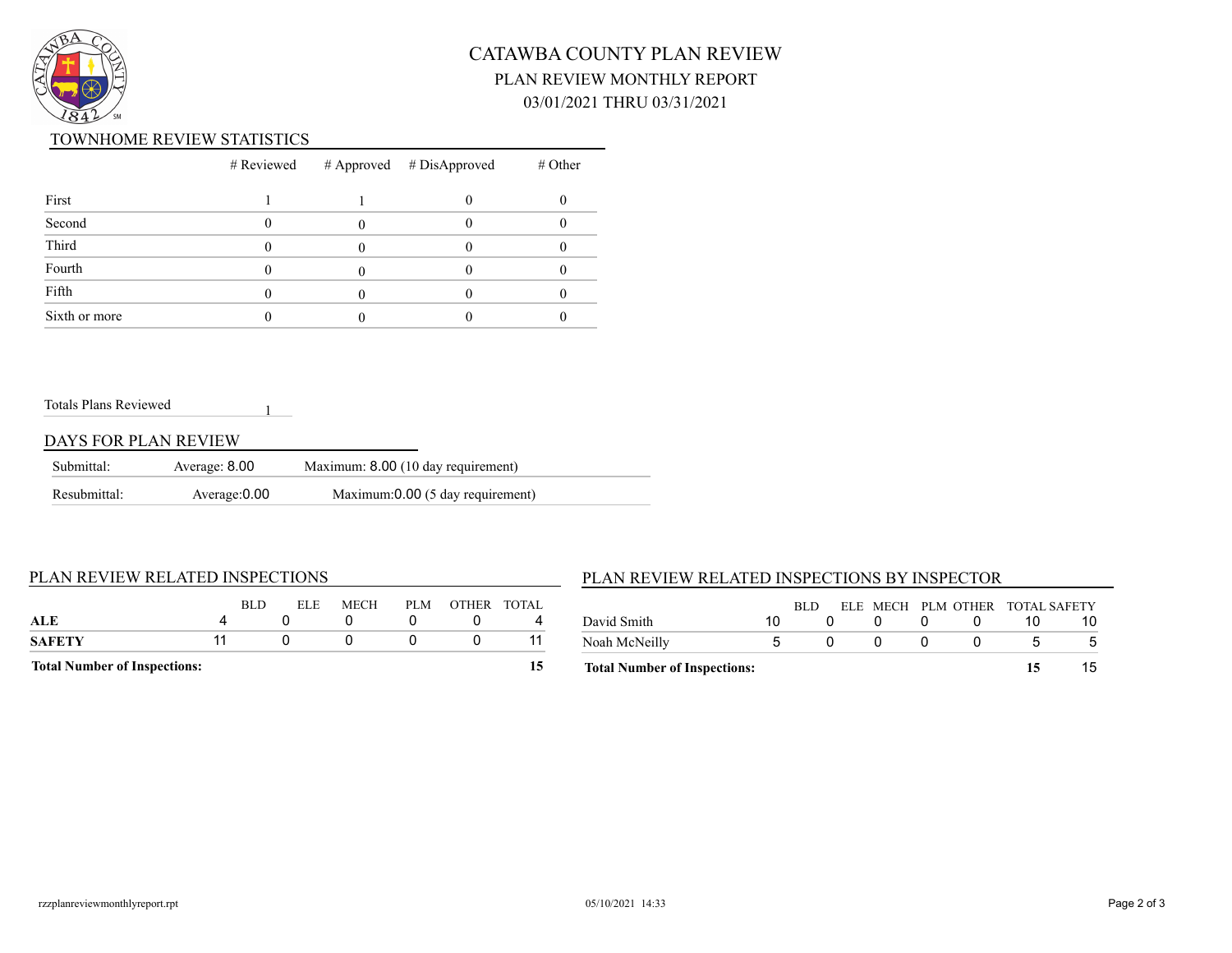# CATAWBA COUNTY PLAN REVIEW

## PLAN REVIEW MONTHLY REPORT

## 03/01/2021 THRU 03/31/2021

### TOWNHOME REVIEW STATISTICS

| | # Reviewed | # Approved | # DisApproved | # Other |
|---|---|---|---|---|
| First | 1 | 1 | 0 | 0 |
| Second | 0 | 0 | 0 | 0 |
| Third | 0 | 0 | 0 | 0 |
| Fourth | 0 | 0 | 0 | 0 |
| Fifth | 0 | 0 | 0 | 0 |
| Sixth or more | 0 | 0 | 0 | 0 |

Totals Plans Reviewed 1

### DAYS FOR PLAN REVIEW

| | | |
|---|---|---|
| Submittal: | Average: 8.00 | Maximum: 8.00 (10 day requirement) |
| Resubmittal: | Average:0.00 | Maximum:0.00 (5 day requirement) |

### PLAN REVIEW RELATED INSPECTIONS

| | BLD | ELE | MECH | PLM | OTHER | TOTAL |
|---|---|---|---|---|---|---|
| **ALE** | 4 | 0 | 0 | 0 | 0 | 4 |
| **SAFETY** | 11 | 0 | 0 | 0 | 0 | 11 |
| **Total Number of Inspections:** | | | | | | **15** |

### PLAN REVIEW RELATED INSPECTIONS BY INSPECTOR

| | BLD | ELE | MECH | PLM | OTHER | TOTAL | SAFETY |
|---|---|---|---|---|---|---|---|
| David Smith | 10 | 0 | 0 | 0 | 0 | 10 | 10 |
| Noah McNeilly | 5 | 0 | 0 | 0 | 0 | 5 | 5 |
| **Total Number of Inspections:** | | | | | | **15** | 15 |

rzzplanreviewmonthlyreport.rpt 05/10/2021 14:33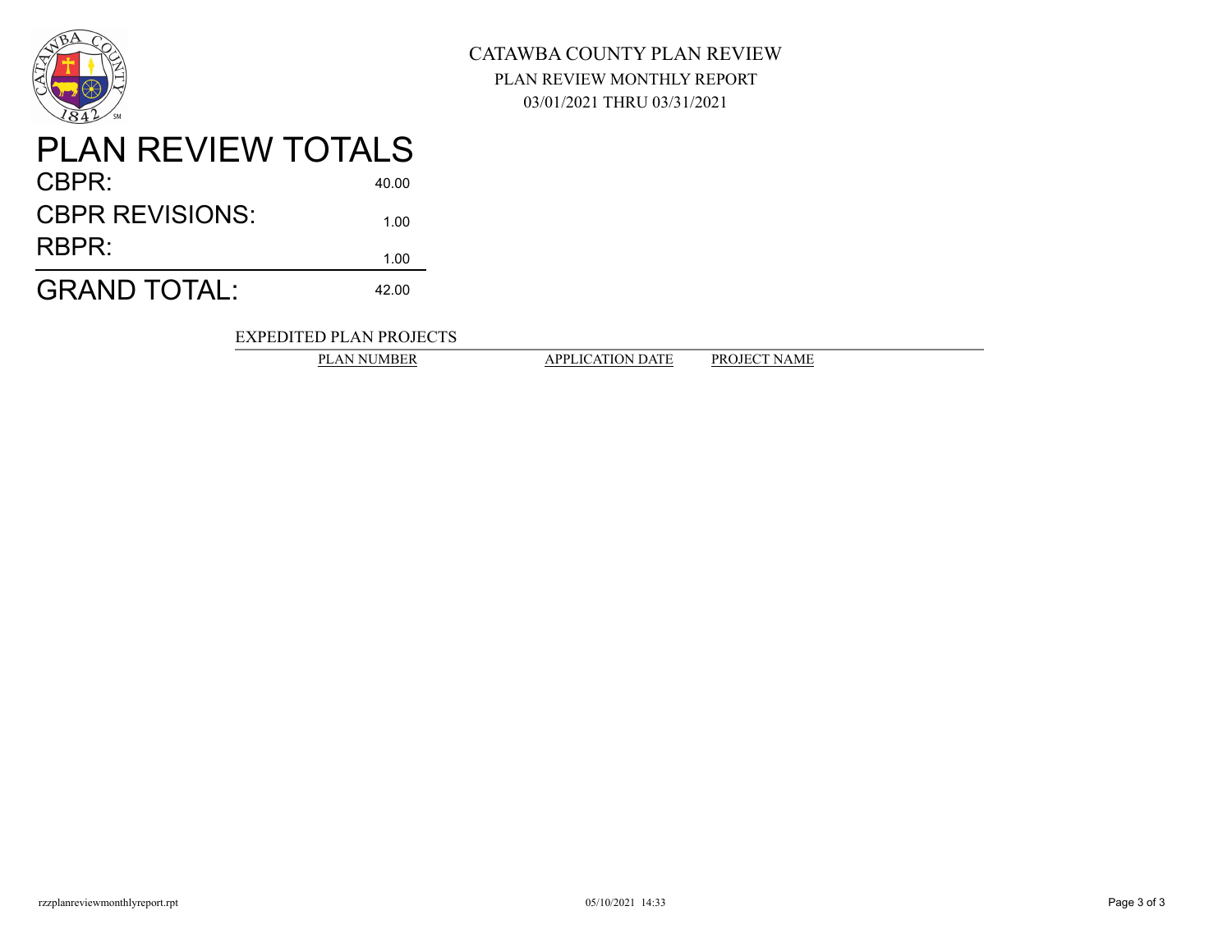CATAWBA COUNTY PLAN REVIEW

PLAN REVIEW MONTHLY REPORT

03/01/2021 THRU 03/31/2021

# PLAN REVIEW TOTALS

| | |
|---|---|
| CBPR: | 40.00 |
| CBPR REVISIONS: | 1.00 |
| RBPR: | 1.00 |
| GRAND TOTAL: | 42.00 |

EXPEDITED PLAN PROJECTS

| PLAN NUMBER | APPLICATION DATE | PROJECT NAME |
|---|---|---|